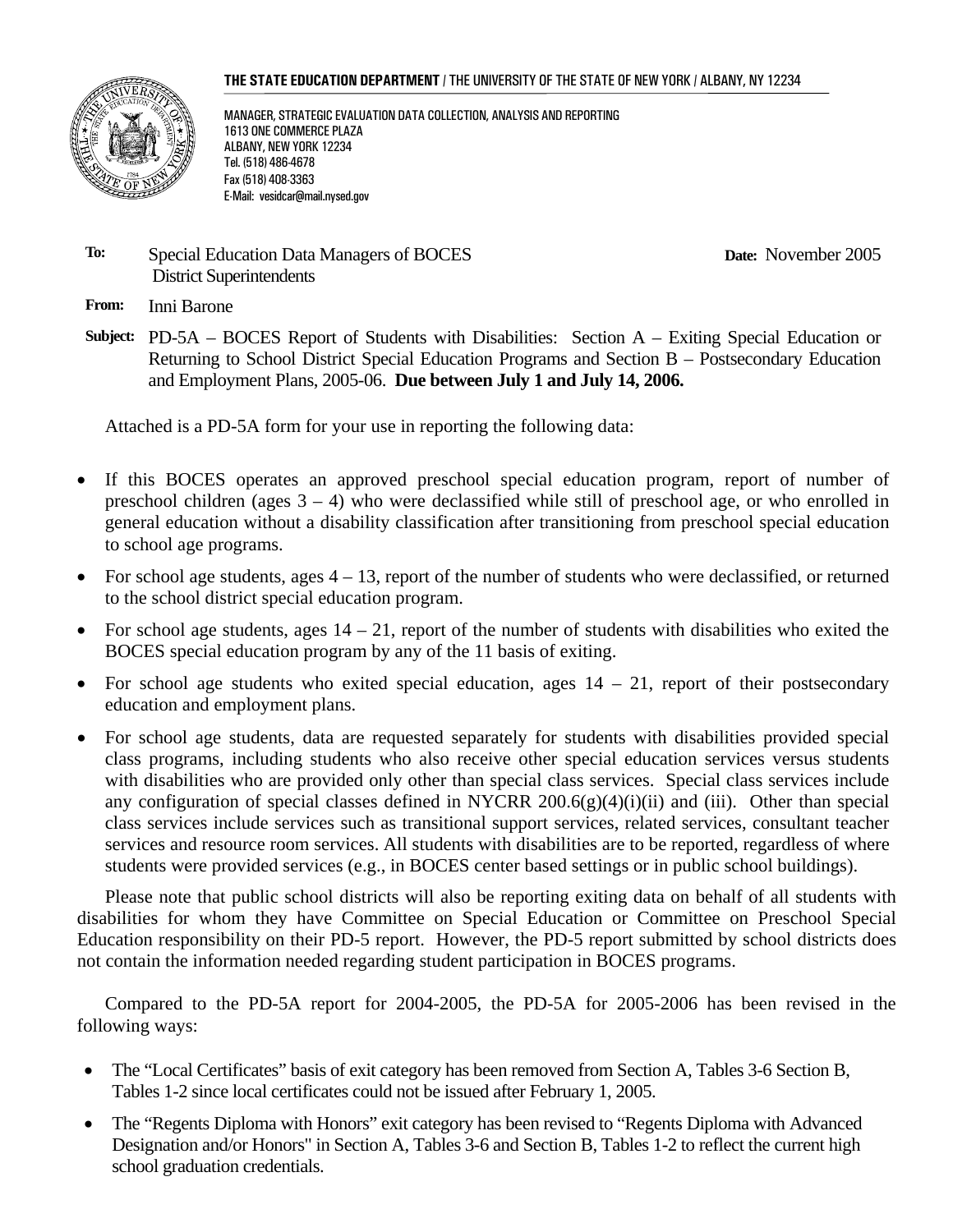**THE STATE EDUCATION DEPARTMENT** / THE UNIVERSITY OF THE STATE OF NEW YORK / ALBANY, NY 12234

MANAGER, STRATEGIC EVALUATION DATA COLLECTION, ANALYSIS AND REPORTING
1613 ONE COMMERCE PLAZA
ALBANY, NEW YORK 12234
Tel. (518) 486-4678
Fax (518) 408-3363
E-Mail: vesidcar@mail.nysed.gov

**To:** Special Education Data Managers of BOCES
District Superintendents

**Date:** November 2005

**From:** Inni Barone

**Subject:** PD-5A – BOCES Report of Students with Disabilities: Section A – Exiting Special Education or Returning to School District Special Education Programs and Section B – Postsecondary Education and Employment Plans, 2005-06. **Due between July 1 and July 14, 2006.**

Attached is a PD-5A form for your use in reporting the following data:

- If this BOCES operates an approved preschool special education program, report of number of preschool children (ages 3 – 4) who were declassified while still of preschool age, or who enrolled in general education without a disability classification after transitioning from preschool special education to school age programs.
- For school age students, ages 4 – 13, report of the number of students who were declassified, or returned to the school district special education program.
- For school age students, ages 14 – 21, report of the number of students with disabilities who exited the BOCES special education program by any of the 11 basis of exiting.
- For school age students who exited special education, ages 14 – 21, report of their postsecondary education and employment plans.
- For school age students, data are requested separately for students with disabilities provided special class programs, including students who also receive other special education services versus students with disabilities who are provided only other than special class services. Special class services include any configuration of special classes defined in NYCRR 200.6(g)(4)(i)(ii) and (iii). Other than special class services include services such as transitional support services, related services, consultant teacher services and resource room services. All students with disabilities are to be reported, regardless of where students were provided services (e.g., in BOCES center based settings or in public school buildings).

Please note that public school districts will also be reporting exiting data on behalf of all students with disabilities for whom they have Committee on Special Education or Committee on Preschool Special Education responsibility on their PD-5 report. However, the PD-5 report submitted by school districts does not contain the information needed regarding student participation in BOCES programs.

Compared to the PD-5A report for 2004-2005, the PD-5A for 2005-2006 has been revised in the following ways:

- The "Local Certificates" basis of exit category has been removed from Section A, Tables 3-6 Section B, Tables 1-2 since local certificates could not be issued after February 1, 2005.
- The "Regents Diploma with Honors" exit category has been revised to "Regents Diploma with Advanced Designation and/or Honors" in Section A, Tables 3-6 and Section B, Tables 1-2 to reflect the current high school graduation credentials.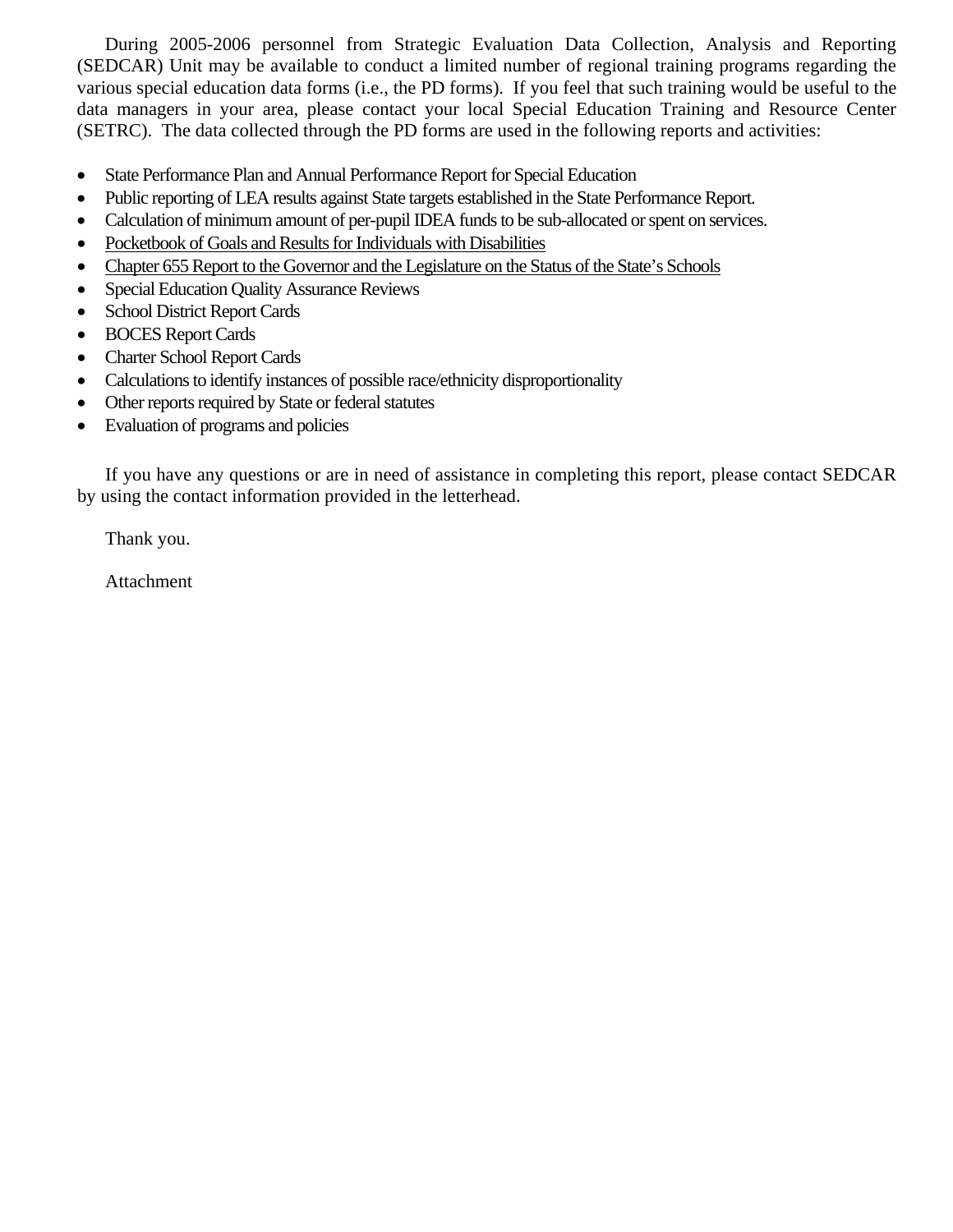During 2005-2006 personnel from Strategic Evaluation Data Collection, Analysis and Reporting (SEDCAR) Unit may be available to conduct a limited number of regional training programs regarding the various special education data forms (i.e., the PD forms). If you feel that such training would be useful to the data managers in your area, please contact your local Special Education Training and Resource Center (SETRC). The data collected through the PD forms are used in the following reports and activities:

- State Performance Plan and Annual Performance Report for Special Education
- Public reporting of LEA results against State targets established in the State Performance Report.
- Calculation of minimum amount of per-pupil IDEA funds to be sub-allocated or spent on services.
- <u>Pocketbook of Goals and Results for Individuals with Disabilities</u>
- <u>Chapter 655 Report to the Governor and the Legislature on the Status of the State's Schools</u>
- Special Education Quality Assurance Reviews
- School District Report Cards
- BOCES Report Cards
- Charter School Report Cards
- Calculations to identify instances of possible race/ethnicity disproportionality
- Other reports required by State or federal statutes
- Evaluation of programs and policies

If you have any questions or are in need of assistance in completing this report, please contact SEDCAR by using the contact information provided in the letterhead.

Thank you.

Attachment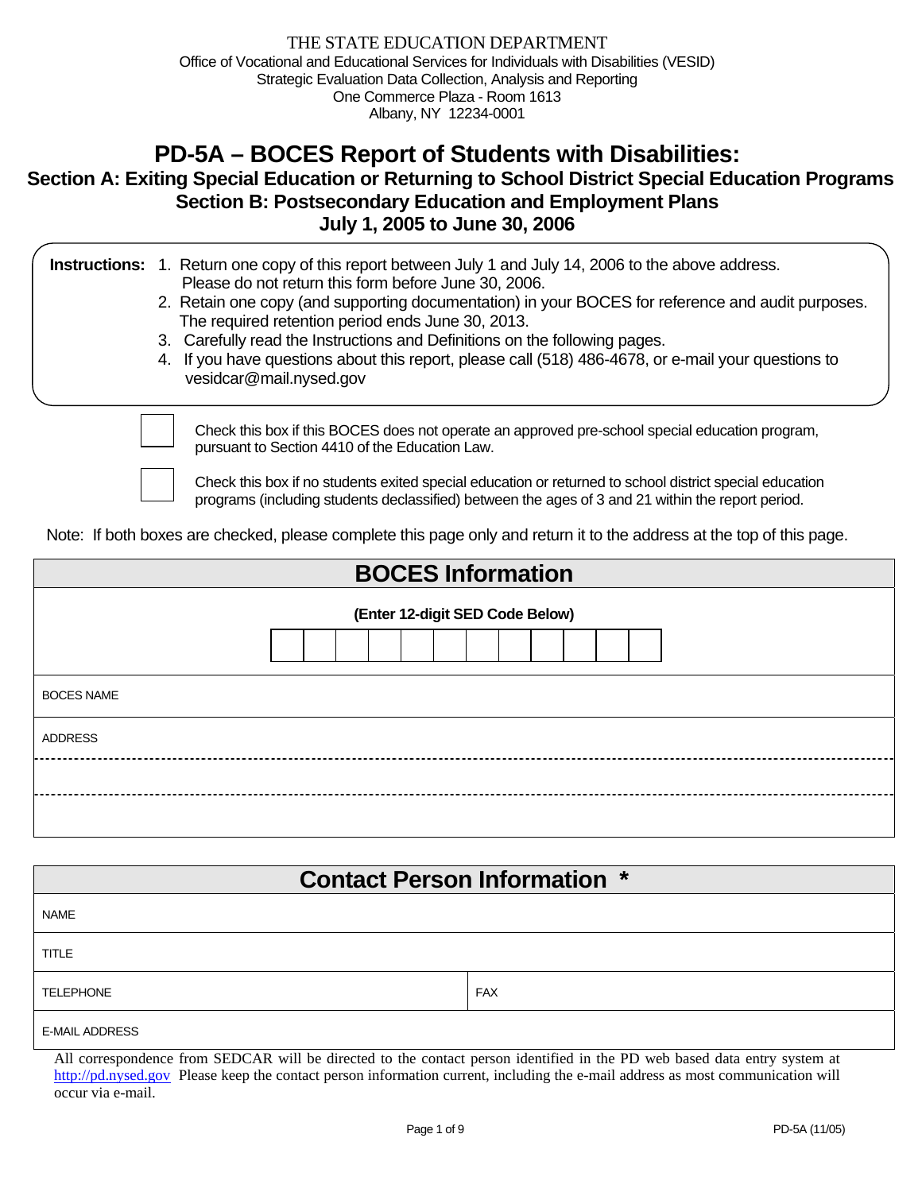THE STATE EDUCATION DEPARTMENT
Office of Vocational and Educational Services for Individuals with Disabilities (VESID)
Strategic Evaluation Data Collection, Analysis and Reporting
One Commerce Plaza - Room 1613
Albany, NY 12234-0001

# PD-5A – BOCES Report of Students with Disabilities:
## Section A: Exiting Special Education or Returning to School District Special Education Programs
## Section B: Postsecondary Education and Employment Plans
## July 1, 2005 to June 30, 2006

**Instructions:**
1. Return one copy of this report between July 1 and July 14, 2006 to the above address. Please do not return this form before June 30, 2006.
2. Retain one copy (and supporting documentation) in your BOCES for reference and audit purposes. The required retention period ends June 30, 2013.
3. Carefully read the Instructions and Definitions on the following pages.
4. If you have questions about this report, please call (518) 486-4678, or e-mail your questions to vesidcar@mail.nysed.gov

☐ Check this box if this BOCES does not operate an approved pre-school special education program, pursuant to Section 4410 of the Education Law.

☐ Check this box if no students exited special education or returned to school district special education programs (including students declassified) between the ages of 3 and 21 within the report period.

Note: If both boxes are checked, please complete this page only and return it to the address at the top of this page.

| BOCES Information |
| --- |
| **(Enter 12-digit SED Code Below)** |
| BOCES NAME |
| ADDRESS |
| |
| |

| Contact Person Information * | |
| --- | --- |
| NAME | |
| TITLE | |
| TELEPHONE | FAX |
| E-MAIL ADDRESS | |

All correspondence from SEDCAR will be directed to the contact person identified in the PD web based data entry system at http://pd.nysed.gov Please keep the contact person information current, including the e-mail address as most communication will occur via e-mail.

PD-5A (11/05)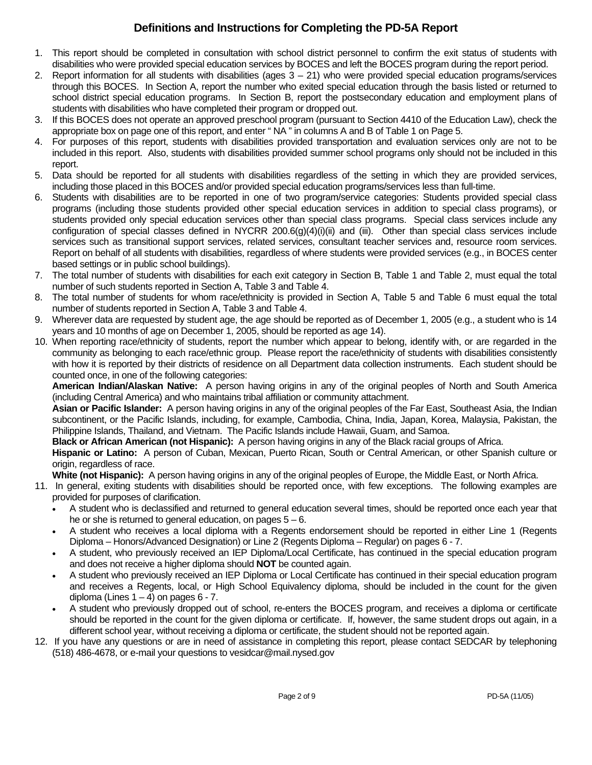# Definitions and Instructions for Completing the PD-5A Report

1. This report should be completed in consultation with school district personnel to confirm the exit status of students with disabilities who were provided special education services by BOCES and left the BOCES program during the report period.
2. Report information for all students with disabilities (ages 3 – 21) who were provided special education programs/services through this BOCES. In Section A, report the number who exited special education through the basis listed or returned to school district special education programs. In Section B, report the postsecondary education and employment plans of students with disabilities who have completed their program or dropped out.
3. If this BOCES does not operate an approved preschool program (pursuant to Section 4410 of the Education Law), check the appropriate box on page one of this report, and enter " NA " in columns A and B of Table 1 on Page 5.
4. For purposes of this report, students with disabilities provided transportation and evaluation services only are not to be included in this report. Also, students with disabilities provided summer school programs only should not be included in this report.
5. Data should be reported for all students with disabilities regardless of the setting in which they are provided services, including those placed in this BOCES and/or provided special education programs/services less than full-time.
6. Students with disabilities are to be reported in one of two program/service categories: Students provided special class programs (including those students provided other special education services in addition to special class programs), or students provided only special education services other than special class programs. Special class services include any configuration of special classes defined in NYCRR 200.6(g)(4)(i)(ii) and (iii). Other than special class services include services such as transitional support services, related services, consultant teacher services and, resource room services. Report on behalf of all students with disabilities, regardless of where students were provided services (e.g., in BOCES center based settings or in public school buildings).
7. The total number of students with disabilities for each exit category in Section B, Table 1 and Table 2, must equal the total number of such students reported in Section A, Table 3 and Table 4.
8. The total number of students for whom race/ethnicity is provided in Section A, Table 5 and Table 6 must equal the total number of students reported in Section A, Table 3 and Table 4.
9. Wherever data are requested by student age, the age should be reported as of December 1, 2005 (e.g., a student who is 14 years and 10 months of age on December 1, 2005, should be reported as age 14).
10. When reporting race/ethnicity of students, report the number which appear to belong, identify with, or are regarded in the community as belonging to each race/ethnic group. Please report the race/ethnicity of students with disabilities consistently with how it is reported by their districts of residence on all Department data collection instruments. Each student should be counted once, in one of the following categories:

    **American Indian/Alaskan Native:** A person having origins in any of the original peoples of North and South America (including Central America) and who maintains tribal affiliation or community attachment.

    **Asian or Pacific Islander:** A person having origins in any of the original peoples of the Far East, Southeast Asia, the Indian subcontinent, or the Pacific Islands, including, for example, Cambodia, China, India, Japan, Korea, Malaysia, Pakistan, the Philippine Islands, Thailand, and Vietnam. The Pacific Islands include Hawaii, Guam, and Samoa.

    **Black or African American (not Hispanic):** A person having origins in any of the Black racial groups of Africa.

    **Hispanic or Latino:** A person of Cuban, Mexican, Puerto Rican, South or Central American, or other Spanish culture or origin, regardless of race.

    **White (not Hispanic):** A person having origins in any of the original peoples of Europe, the Middle East, or North Africa.
11. In general, exiting students with disabilities should be reported once, with few exceptions. The following examples are provided for purposes of clarification.
    - A student who is declassified and returned to general education several times, should be reported once each year that he or she is returned to general education, on pages 5 – 6.
    - A student who receives a local diploma with a Regents endorsement should be reported in either Line 1 (Regents Diploma – Honors/Advanced Designation) or Line 2 (Regents Diploma – Regular) on pages 6 - 7.
    - A student, who previously received an IEP Diploma/Local Certificate, has continued in the special education program and does not receive a higher diploma should **NOT** be counted again.
    - A student who previously received an IEP Diploma or Local Certificate has continued in their special education program and receives a Regents, local, or High School Equivalency diploma, should be included in the count for the given diploma (Lines 1 – 4) on pages 6 - 7.
    - A student who previously dropped out of school, re-enters the BOCES program, and receives a diploma or certificate should be reported in the count for the given diploma or certificate. If, however, the same student drops out again, in a different school year, without receiving a diploma or certificate, the student should not be reported again.
12. If you have any questions or are in need of assistance in completing this report, please contact SEDCAR by telephoning (518) 486-4678, or e-mail your questions to vesidcar@mail.nysed.gov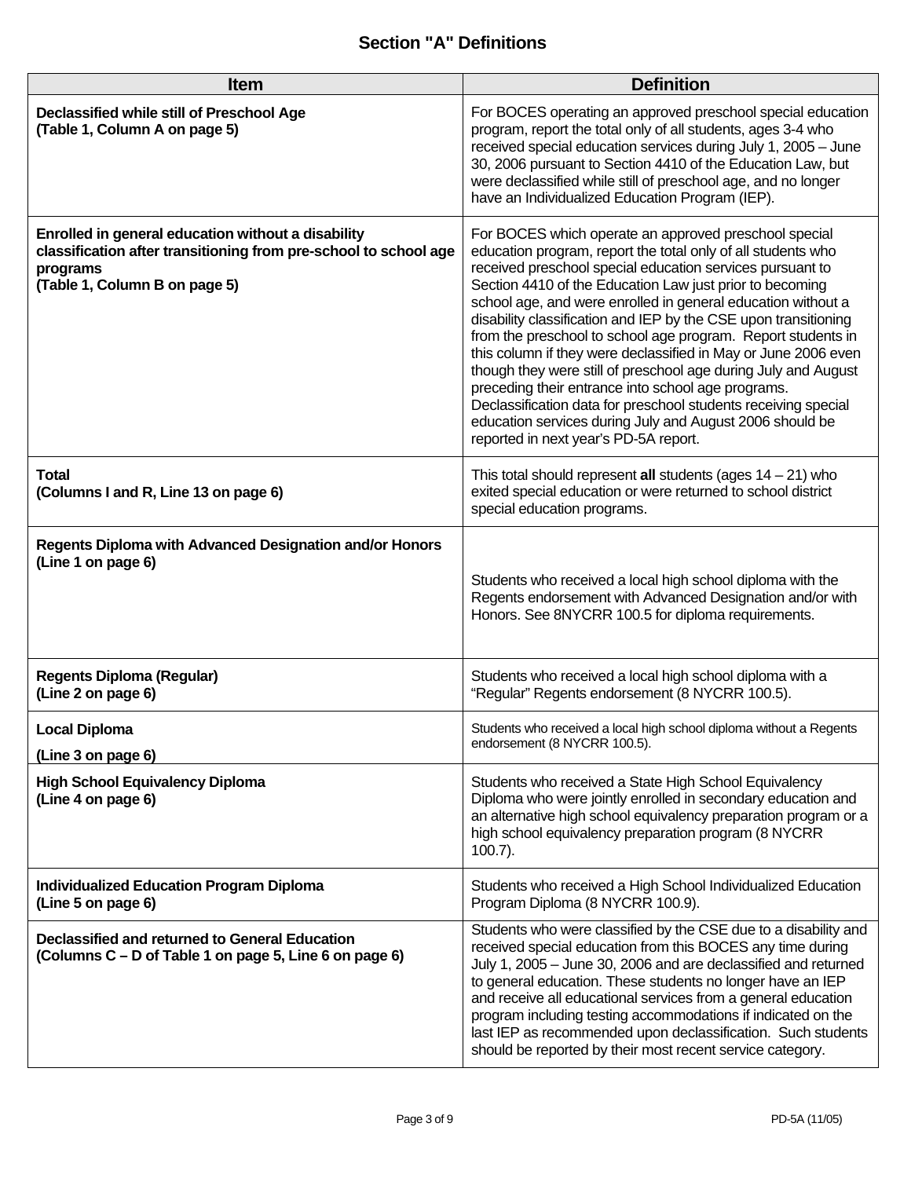## Section "A" Definitions

| Item | Definition |
|---|---|
| **Declassified while still of Preschool Age (Table 1, Column A on page 5)** | For BOCES operating an approved preschool special education program, report the total only of all students, ages 3-4 who received special education services during July 1, 2005 – June 30, 2006 pursuant to Section 4410 of the Education Law, but were declassified while still of preschool age, and no longer have an Individualized Education Program (IEP). |
| **Enrolled in general education without a disability classification after transitioning from pre-school to school age programs (Table 1, Column B on page 5)** | For BOCES which operate an approved preschool special education program, report the total only of all students who received preschool special education services pursuant to Section 4410 of the Education Law just prior to becoming school age, and were enrolled in general education without a disability classification and IEP by the CSE upon transitioning from the preschool to school age program. Report students in this column if they were declassified in May or June 2006 even though they were still of preschool age during July and August preceding their entrance into school age programs. Declassification data for preschool students receiving special education services during July and August 2006 should be reported in next year's PD-5A report. |
| **Total (Columns I and R, Line 13 on page 6)** | This total should represent **all** students (ages 14 – 21) who exited special education or were returned to school district special education programs. |
| **Regents Diploma with Advanced Designation and/or Honors (Line 1 on page 6)** | Students who received a local high school diploma with the Regents endorsement with Advanced Designation and/or with Honors. See 8NYCRR 100.5 for diploma requirements. |
| **Regents Diploma (Regular) (Line 2 on page 6)** | Students who received a local high school diploma with a "Regular" Regents endorsement (8 NYCRR 100.5). |
| **Local Diploma (Line 3 on page 6)** | Students who received a local high school diploma without a Regents endorsement (8 NYCRR 100.5). |
| **High School Equivalency Diploma (Line 4 on page 6)** | Students who received a State High School Equivalency Diploma who were jointly enrolled in secondary education and an alternative high school equivalency preparation program or a high school equivalency preparation program (8 NYCRR 100.7). |
| **Individualized Education Program Diploma (Line 5 on page 6)** | Students who received a High School Individualized Education Program Diploma (8 NYCRR 100.9). |
| **Declassified and returned to General Education (Columns C – D of Table 1 on page 5, Line 6 on page 6)** | Students who were classified by the CSE due to a disability and received special education from this BOCES any time during July 1, 2005 – June 30, 2006 and are declassified and returned to general education. These students no longer have an IEP and receive all educational services from a general education program including testing accommodations if indicated on the last IEP as recommended upon declassification. Such students should be reported by their most recent service category. |

PD-5A (11/05)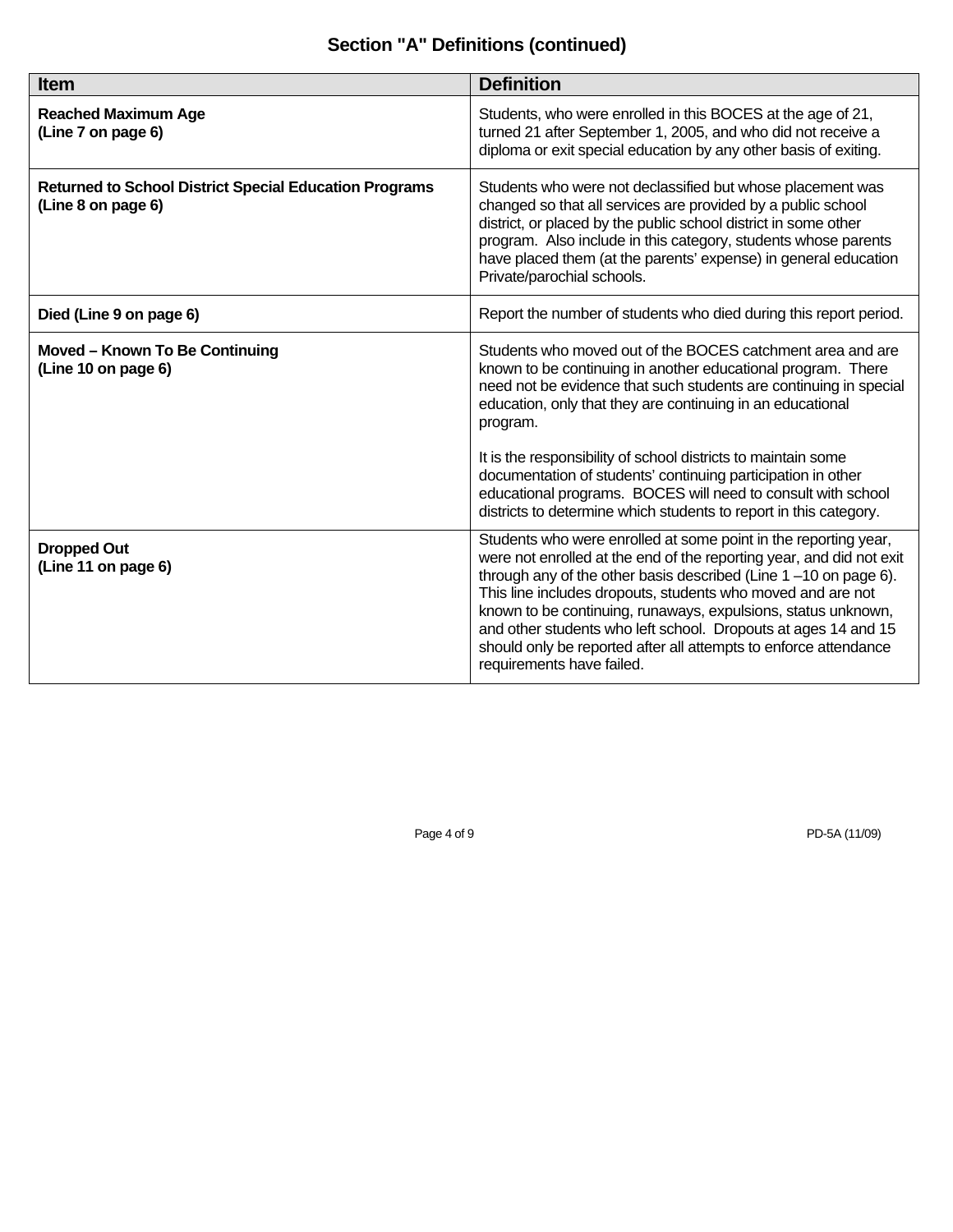## Section "A" Definitions (continued)

| Item | Definition |
|---|---|
| **Reached Maximum Age (Line 7 on page 6)** | Students, who were enrolled in this BOCES at the age of 21, turned 21 after September 1, 2005, and who did not receive a diploma or exit special education by any other basis of exiting. |
| **Returned to School District Special Education Programs (Line 8 on page 6)** | Students who were not declassified but whose placement was changed so that all services are provided by a public school district, or placed by the public school district in some other program. Also include in this category, students whose parents have placed them (at the parents' expense) in general education Private/parochial schools. |
| **Died (Line 9 on page 6)** | Report the number of students who died during this report period. |
| **Moved – Known To Be Continuing (Line 10 on page 6)** | Students who moved out of the BOCES catchment area and are known to be continuing in another educational program. There need not be evidence that such students are continuing in special education, only that they are continuing in an educational program. <br><br> It is the responsibility of school districts to maintain some documentation of students' continuing participation in other educational programs. BOCES will need to consult with school districts to determine which students to report in this category. |
| **Dropped Out (Line 11 on page 6)** | Students who were enrolled at some point in the reporting year, were not enrolled at the end of the reporting year, and did not exit through any of the other basis described (Line 1 –10 on page 6). This line includes dropouts, students who moved and are not known to be continuing, runaways, expulsions, status unknown, and other students who left school. Dropouts at ages 14 and 15 should only be reported after all attempts to enforce attendance requirements have failed. |

PD-5A (11/09)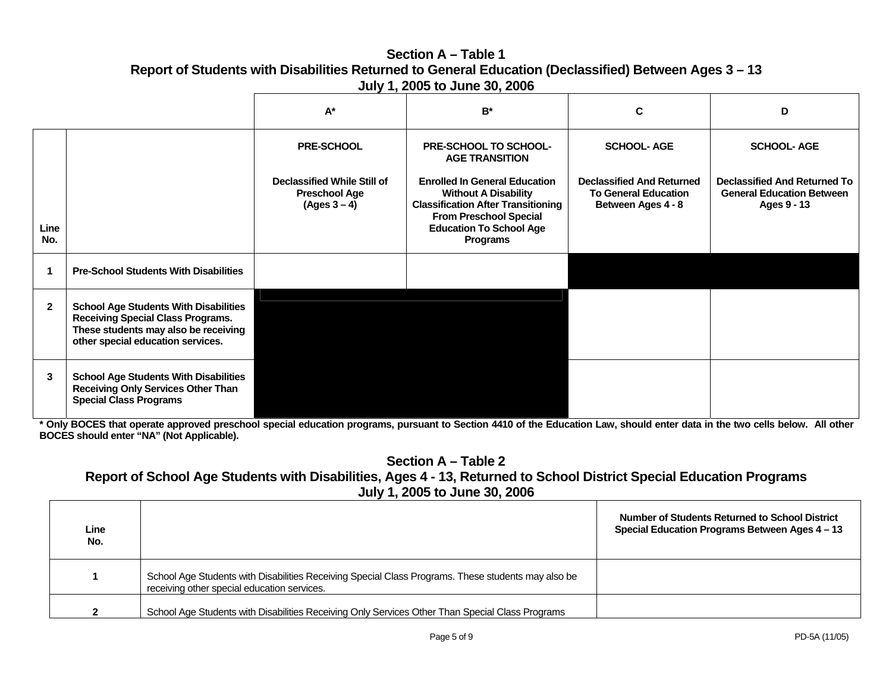## Section A – Table 1
## Report of Students with Disabilities Returned to General Education (Declassified) Between Ages 3 – 13
## July 1, 2005 to June 30, 2006

| Line No. | | A* | B* | C | D |
|---|---|---|---|---|---|
| | | **PRE-SCHOOL**<br><br>**Declassified While Still of Preschool Age (Ages 3 – 4)** | **PRE-SCHOOL TO SCHOOL-AGE TRANSITION**<br><br>**Enrolled In General Education Without A Disability Classification After Transitioning From Preschool Special Education To School Age Programs** | **SCHOOL- AGE**<br><br>**Declassified And Returned To General Education Between Ages 4 - 8** | **SCHOOL- AGE**<br><br>**Declassified And Returned To General Education Between Ages 9 - 13** |
| **1** | **Pre-School Students With Disabilities** | | | | |
| **2** | **School Age Students With Disabilities Receiving Special Class Programs. These students may also be receiving other special education services.** | | | | |
| **3** | **School Age Students With Disabilities Receiving Only Services Other Than Special Class Programs** | | | | |

**\* Only BOCES that operate approved preschool special education programs, pursuant to Section 4410 of the Education Law, should enter data in the two cells below. All other BOCES should enter "NA" (Not Applicable).**

## Section A – Table 2
## Report of School Age Students with Disabilities, Ages 4 - 13, Returned to School District Special Education Programs
## July 1, 2005 to June 30, 2006

| Line No. | | Number of Students Returned to School District Special Education Programs Between Ages 4 – 13 |
|---|---|---|
| 1 | School Age Students with Disabilities Receiving Special Class Programs. These students may also be receiving other special education services. | |
| 2 | School Age Students with Disabilities Receiving Only Services Other Than Special Class Programs | |

PD-5A (11/05)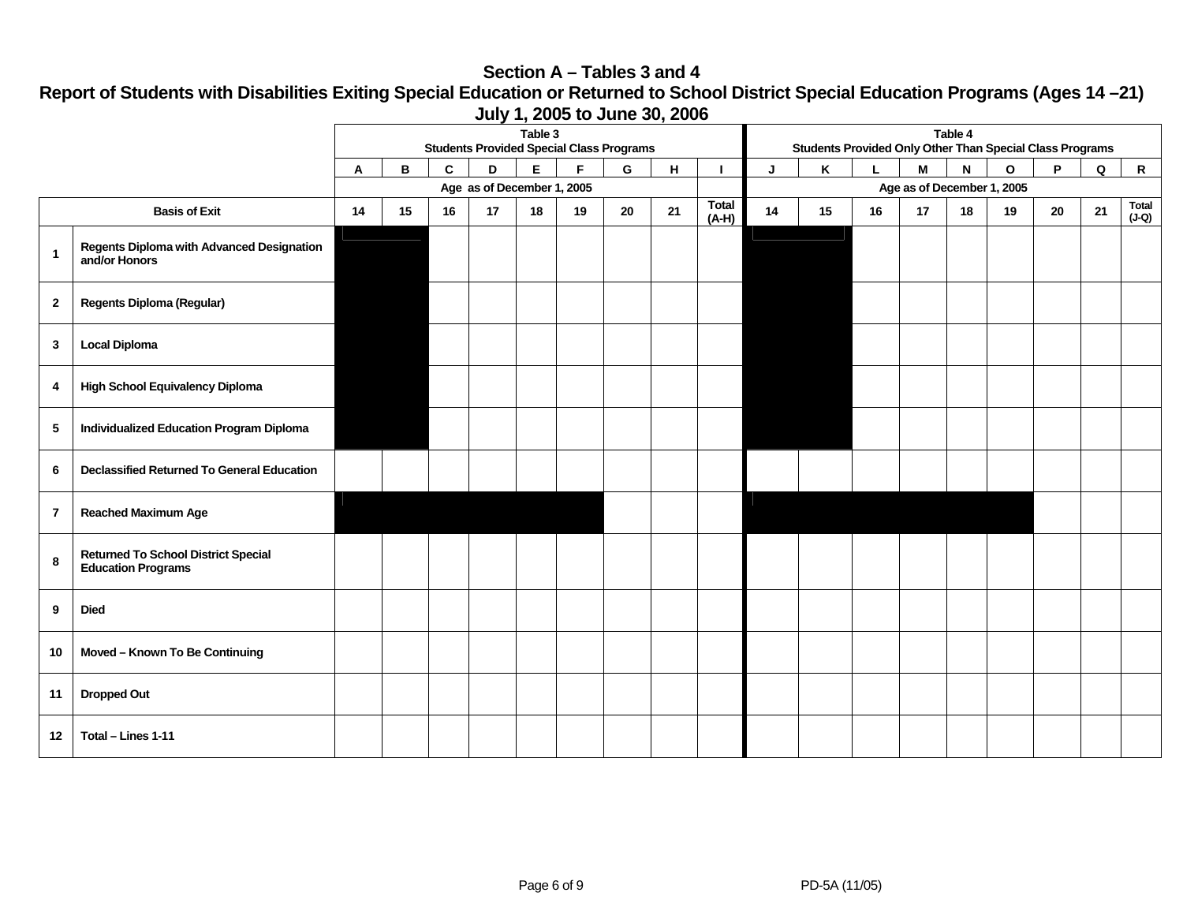## Section A – Tables 3 and 4

## Report of Students with Disabilities Exiting Special Education or Returned to School District Special Education Programs (Ages 14 –21)

## July 1, 2005 to June 30, 2006

| | | Table 3 Students Provided Special Class Programs | | | | | | | | | Table 4 Students Provided Only Other Than Special Class Programs | | | | | | | | |
|---|---|---|---|---|---|---|---|---|---|---|---|---|---|---|---|---|---|---|---|
| | | A | B | C | D | E | F | G | H | I | J | K | L | M | N | O | P | Q | R |
| | | Age as of December 1, 2005 | | | | | | | | | Age as of December 1, 2005 | | | | | | | | |
| Basis of Exit | | 14 | 15 | 16 | 17 | 18 | 19 | 20 | 21 | Total (A-H) | 14 | 15 | 16 | 17 | 18 | 19 | 20 | 21 | Total (J-Q) |
| 1 | Regents Diploma with Advanced Designation and/or Honors | | | | | | | | | | | | | | | | | | |
| 2 | Regents Diploma (Regular) | | | | | | | | | | | | | | | | | | |
| 3 | Local Diploma | | | | | | | | | | | | | | | | | | |
| 4 | High School Equivalency Diploma | | | | | | | | | | | | | | | | | | |
| 5 | Individualized Education Program Diploma | | | | | | | | | | | | | | | | | | |
| 6 | Declassified Returned To General Education | | | | | | | | | | | | | | | | | | |
| 7 | Reached Maximum Age | | | | | | | | | | | | | | | | | | |
| 8 | Returned To School District Special Education Programs | | | | | | | | | | | | | | | | | | |
| 9 | Died | | | | | | | | | | | | | | | | | | |
| 10 | Moved – Known To Be Continuing | | | | | | | | | | | | | | | | | | |
| 11 | Dropped Out | | | | | | | | | | | | | | | | | | |
| 12 | Total – Lines 1-11 | | | | | | | | | | | | | | | | | | |

PD-5A (11/05)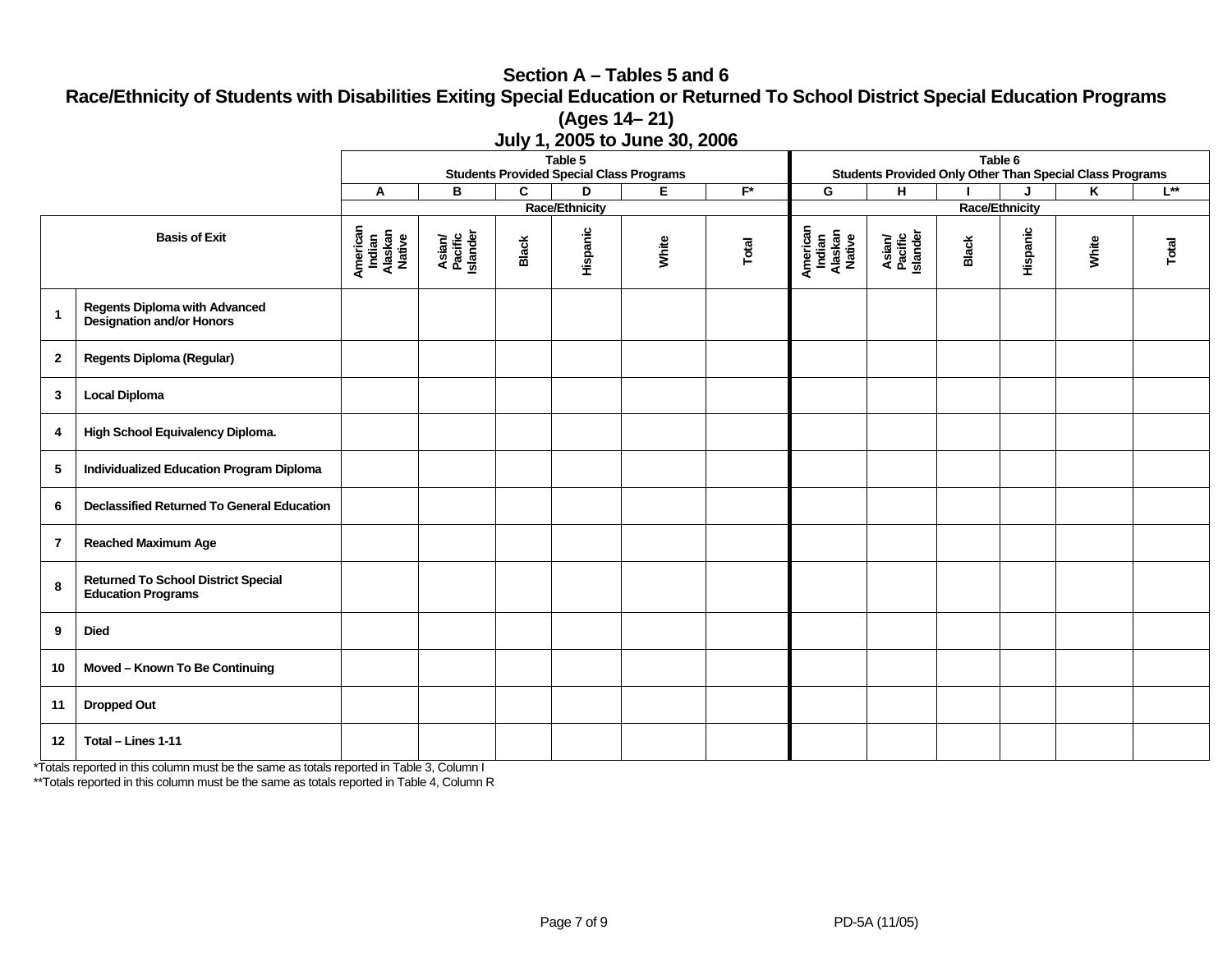# Section A – Tables 5 and 6

## Race/Ethnicity of Students with Disabilities Exiting Special Education or Returned To School District Special Education Programs (Ages 14– 21)

### July 1, 2005 to June 30, 2006

| | | Table 5 Students Provided Special Class Programs | | | | | | Table 6 Students Provided Only Other Than Special Class Programs | | | | | |
|---|---|---|---|---|---|---|---|---|---|---|---|---|---|
| | | A | B | C | D | E | F* | G | H | I | J | K | L** |
| | | Race/Ethnicity | | | | | | Race/Ethnicity | | | | | |
| | **Basis of Exit** | American Indian Alaskan Native | Asian/ Pacific Islander | Black | Hispanic | White | Total | American Indian Alaskan Native | Asian/ Pacific Islander | Black | Hispanic | White | Total |
| 1 | Regents Diploma with Advanced Designation and/or Honors | | | | | | | | | | | | |
| 2 | Regents Diploma (Regular) | | | | | | | | | | | | |
| 3 | Local Diploma | | | | | | | | | | | | |
| 4 | High School Equivalency Diploma. | | | | | | | | | | | | |
| 5 | Individualized Education Program Diploma | | | | | | | | | | | | |
| 6 | Declassified Returned To General Education | | | | | | | | | | | | |
| 7 | Reached Maximum Age | | | | | | | | | | | | |
| 8 | Returned To School District Special Education Programs | | | | | | | | | | | | |
| 9 | Died | | | | | | | | | | | | |
| 10 | Moved – Known To Be Continuing | | | | | | | | | | | | |
| 11 | Dropped Out | | | | | | | | | | | | |
| 12 | Total – Lines 1-11 | | | | | | | | | | | | |

*Totals reported in this column must be the same as totals reported in Table 3, Column I

**Totals reported in this column must be the same as totals reported in Table 4, Column R

PD-5A (11/05)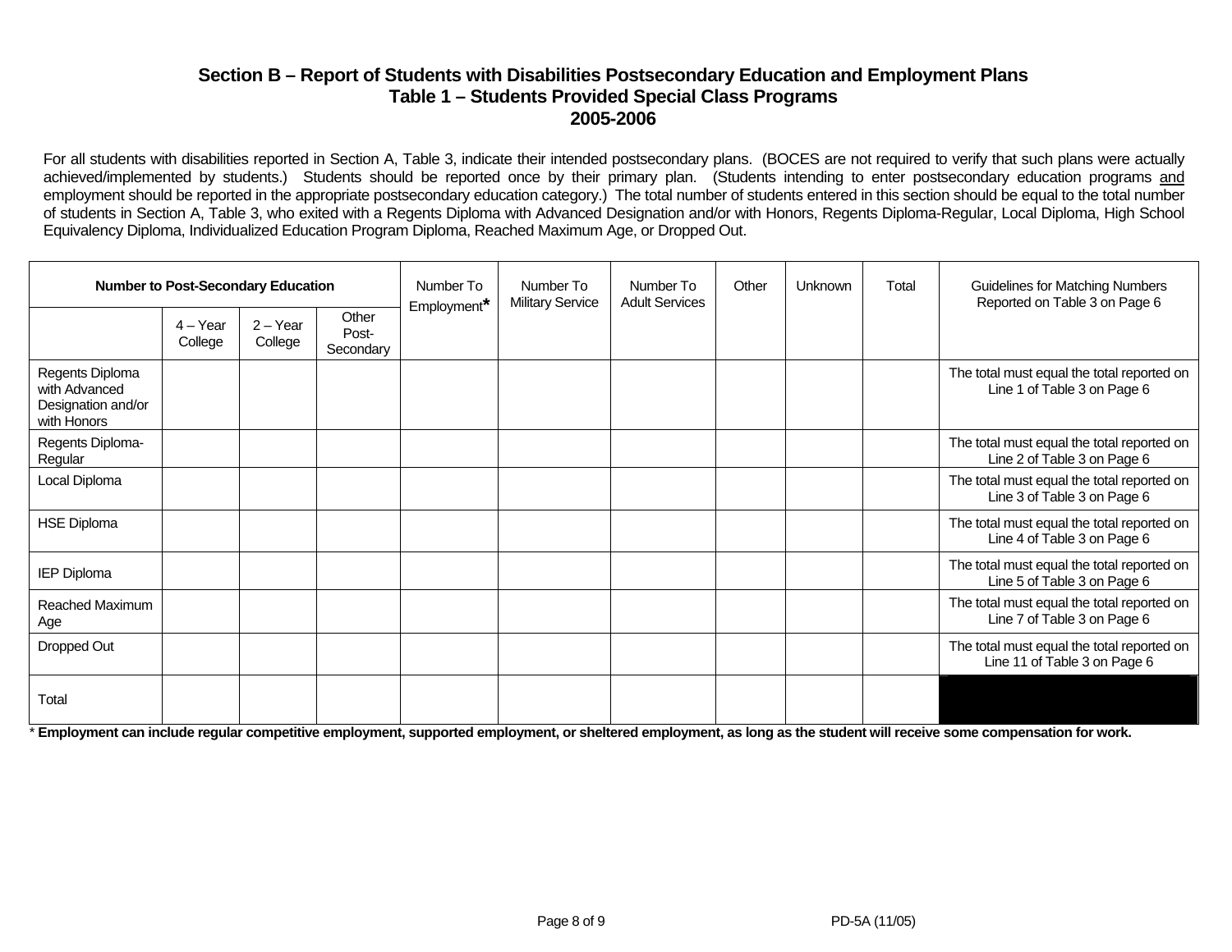## Section B – Report of Students with Disabilities Postsecondary Education and Employment Plans
## Table 1 – Students Provided Special Class Programs
## 2005-2006

For all students with disabilities reported in Section A, Table 3, indicate their intended postsecondary plans. (BOCES are not required to verify that such plans were actually achieved/implemented by students.) Students should be reported once by their primary plan. (Students intending to enter postsecondary education programs <u>and</u> employment should be reported in the appropriate postsecondary education category.) The total number of students entered in this section should be equal to the total number of students in Section A, Table 3, who exited with a Regents Diploma with Advanced Designation and/or with Honors, Regents Diploma-Regular, Local Diploma, High School Equivalency Diploma, Individualized Education Program Diploma, Reached Maximum Age, or Dropped Out.

| Number to Post-Secondary Education | | | | Number To Employment* | Number To Military Service | Number To Adult Services | Other | Unknown | Total | Guidelines for Matching Numbers Reported on Table 3 on Page 6 |
|---|---|---|---|---|---|---|---|---|---|---|
| | 4 – Year College | 2 – Year College | Other Post-Secondary | | | | | | | |
| Regents Diploma with Advanced Designation and/or with Honors | | | | | | | | | | The total must equal the total reported on Line 1 of Table 3 on Page 6 |
| Regents Diploma-Regular | | | | | | | | | | The total must equal the total reported on Line 2 of Table 3 on Page 6 |
| Local Diploma | | | | | | | | | | The total must equal the total reported on Line 3 of Table 3 on Page 6 |
| HSE Diploma | | | | | | | | | | The total must equal the total reported on Line 4 of Table 3 on Page 6 |
| IEP Diploma | | | | | | | | | | The total must equal the total reported on Line 5 of Table 3 on Page 6 |
| Reached Maximum Age | | | | | | | | | | The total must equal the total reported on Line 7 of Table 3 on Page 6 |
| Dropped Out | | | | | | | | | | The total must equal the total reported on Line 11 of Table 3 on Page 6 |
| Total | | | | | | | | | | |

* **Employment can include regular competitive employment, supported employment, or sheltered employment, as long as the student will receive some compensation for work.**

PD-5A (11/05)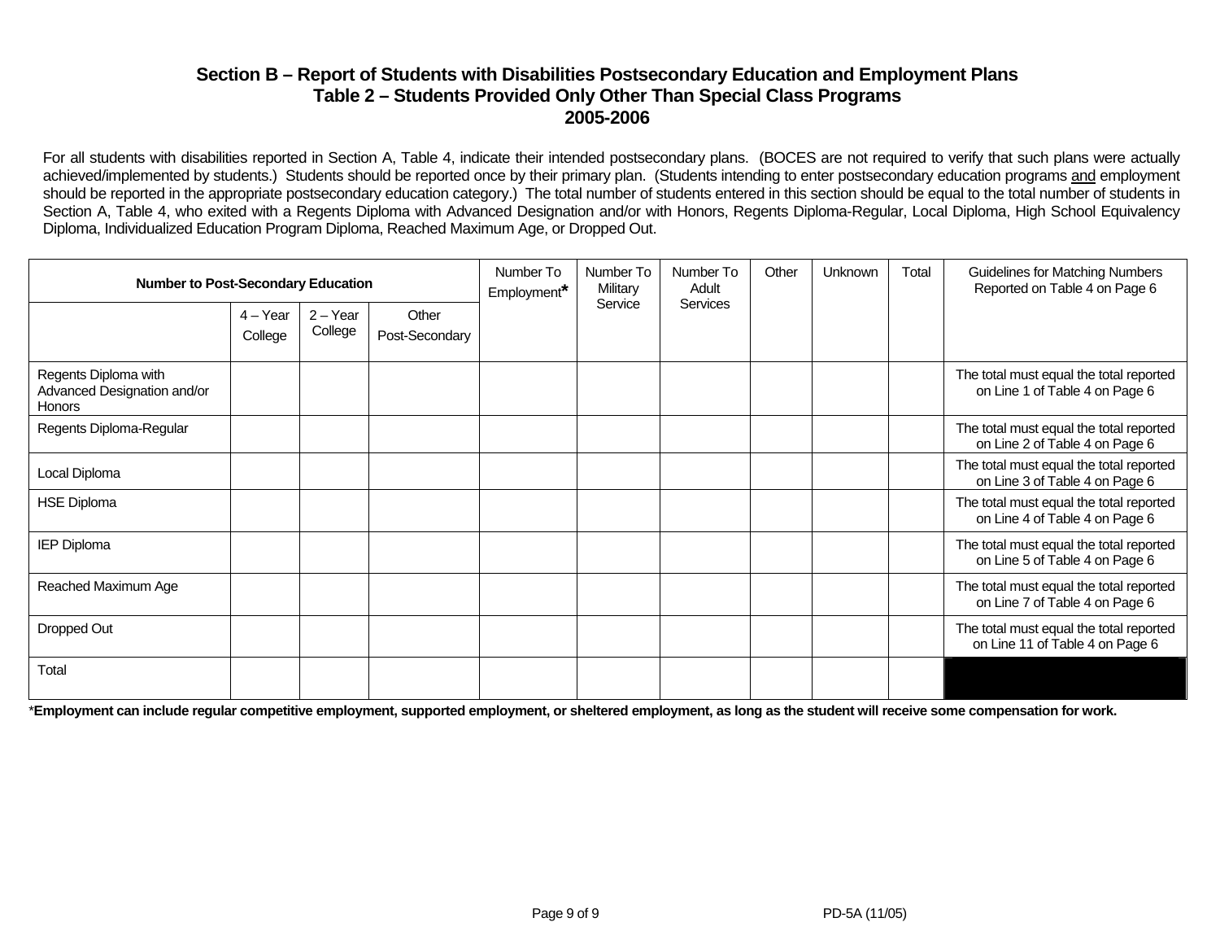## Section B – Report of Students with Disabilities Postsecondary Education and Employment Plans
## Table 2 – Students Provided Only Other Than Special Class Programs
## 2005-2006

For all students with disabilities reported in Section A, Table 4, indicate their intended postsecondary plans. (BOCES are not required to verify that such plans were actually achieved/implemented by students.) Students should be reported once by their primary plan. (Students intending to enter postsecondary education programs <u>and</u> employment should be reported in the appropriate postsecondary education category.) The total number of students entered in this section should be equal to the total number of students in Section A, Table 4, who exited with a Regents Diploma with Advanced Designation and/or with Honors, Regents Diploma-Regular, Local Diploma, High School Equivalency Diploma, Individualized Education Program Diploma, Reached Maximum Age, or Dropped Out.

| Number to Post-Secondary Education | | | | Number To Employment* | Number To Military Service | Number To Adult Services | Other | Unknown | Total | Guidelines for Matching Numbers Reported on Table 4 on Page 6 |
|---|---|---|---|---|---|---|---|---|---|---|
| | 4 – Year College | 2 – Year College | Other Post-Secondary | | | | | | | |
| Regents Diploma with Advanced Designation and/or Honors | | | | | | | | | | The total must equal the total reported on Line 1 of Table 4 on Page 6 |
| Regents Diploma-Regular | | | | | | | | | | The total must equal the total reported on Line 2 of Table 4 on Page 6 |
| Local Diploma | | | | | | | | | | The total must equal the total reported on Line 3 of Table 4 on Page 6 |
| HSE Diploma | | | | | | | | | | The total must equal the total reported on Line 4 of Table 4 on Page 6 |
| IEP Diploma | | | | | | | | | | The total must equal the total reported on Line 5 of Table 4 on Page 6 |
| Reached Maximum Age | | | | | | | | | | The total must equal the total reported on Line 7 of Table 4 on Page 6 |
| Dropped Out | | | | | | | | | | The total must equal the total reported on Line 11 of Table 4 on Page 6 |
| Total | | | | | | | | | | |

***Employment can include regular competitive employment, supported employment, or sheltered employment, as long as the student will receive some compensation for work.**

PD-5A (11/05)